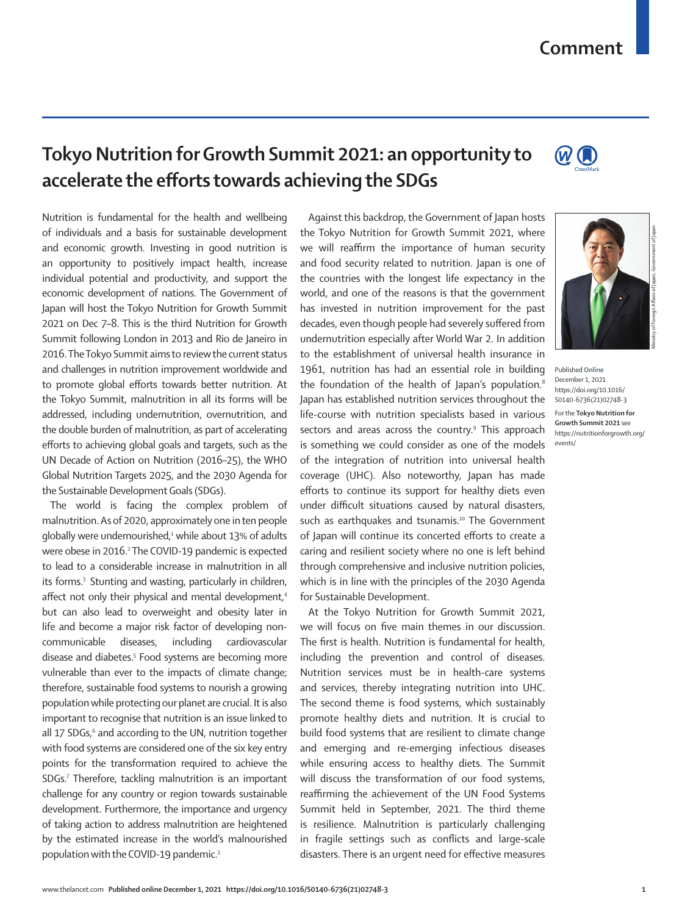# Tokyo Nutrition for Growth Summit 2021: an opportunity to accelerate the efforts towards achieving the SDGs

Nutrition is fundamental for the health and wellbeing of individuals and a basis for sustainable development and economic growth. Investing in good nutrition is an opportunity to positively impact health, increase individual potential and productivity, and support the economic development of nations. The Government of Japan will host the Tokyo Nutrition for Growth Summit 2021 on Dec 7–8. This is the third Nutrition for Growth Summit following London in 2013 and Rio de Janeiro in 2016. The Tokyo Summit aims to review the current status and challenges in nutrition improvement worldwide and to promote global efforts towards better nutrition. At the Tokyo Summit, malnutrition in all its forms will be addressed, including undernutrition, overnutrition, and the double burden of malnutrition, as part of accelerating efforts to achieving global goals and targets, such as the UN Decade of Action on Nutrition (2016–25), the WHO Global Nutrition Targets 2025, and the 2030 Agenda for the Sustainable Development Goals (SDGs).

The world is facing the complex problem of malnutrition. As of 2020, approximately one in ten people globally were undernourished,[1] while about 13% of adults were obese in 2016.[2] The COVID-19 pandemic is expected to lead to a considerable increase in malnutrition in all its forms.[3] Stunting and wasting, particularly in children, affect not only their physical and mental development,[4] but can also lead to overweight and obesity later in life and become a major risk factor of developing non-communicable diseases, including cardiovascular disease and diabetes.[5] Food systems are becoming more vulnerable than ever to the impacts of climate change; therefore, sustainable food systems to nourish a growing population while protecting our planet are crucial. It is also important to recognise that nutrition is an issue linked to all 17 SDGs,[6] and according to the UN, nutrition together with food systems are considered one of the six key entry points for the transformation required to achieve the SDGs.[7] Therefore, tackling malnutrition is an important challenge for any country or region towards sustainable development. Furthermore, the importance and urgency of taking action to address malnutrition are heightened by the estimated increase in the world's malnourished population with the COVID-19 pandemic.[3]

Against this backdrop, the Government of Japan hosts the Tokyo Nutrition for Growth Summit 2021, where we will reaffirm the importance of human security and food security related to nutrition. Japan is one of the countries with the longest life expectancy in the world, and one of the reasons is that the government has invested in nutrition improvement for the past decades, even though people had severely suffered from undernutrition especially after World War 2. In addition to the establishment of universal health insurance in 1961, nutrition has had an essential role in building the foundation of the health of Japan's population.[8] Japan has established nutrition services throughout the life-course with nutrition specialists based in various sectors and areas across the country.[9] This approach is something we could consider as one of the models of the integration of nutrition into universal health coverage (UHC). Also noteworthy, Japan has made efforts to continue its support for healthy diets even under difficult situations caused by natural disasters, such as earthquakes and tsunamis.[10] The Government of Japan will continue its concerted efforts to create a caring and resilient society where no one is left behind through comprehensive and inclusive nutrition policies, which is in line with the principles of the 2030 Agenda for Sustainable Development.

At the Tokyo Nutrition for Growth Summit 2021, we will focus on five main themes in our discussion. The first is health. Nutrition is fundamental for health, including the prevention and control of diseases. Nutrition services must be in health-care systems and services, thereby integrating nutrition into UHC. The second theme is food systems, which sustainably promote healthy diets and nutrition. It is crucial to build food systems that are resilient to climate change and emerging and re-emerging infectious diseases while ensuring access to healthy diets. The Summit will discuss the transformation of our food systems, reaffirming the achievement of the UN Food Systems Summit held in September, 2021. The third theme is resilience. Malnutrition is particularly challenging in fragile settings such as conflicts and large-scale disasters. There is an urgent need for effective measures

Ministry of Foreign Affairs of Japan, Government of Japan

Published **Online** December 1, 2021 https://doi.org/10.1016/S0140-6736(21)02748-3

For the **Tokyo Nutrition for Growth Summit 2021** see https://nutritionforgrowth.org/events/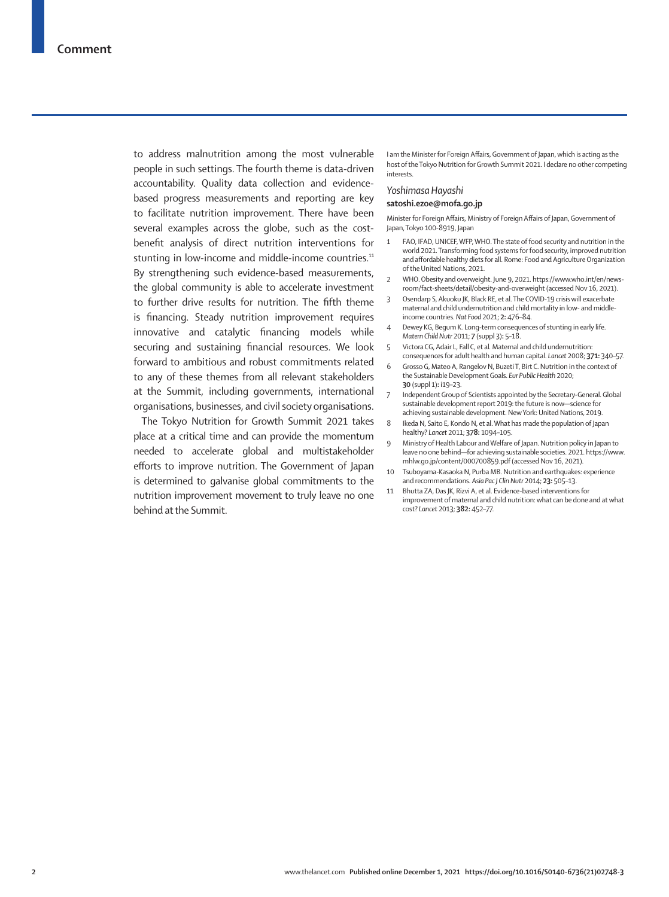to address malnutrition among the most vulnerable people in such settings. The fourth theme is data-driven accountability. Quality data collection and evidence-based progress measurements and reporting are key to facilitate nutrition improvement. There have been several examples across the globe, such as the cost-benefit analysis of direct nutrition interventions for stunting in low-income and middle-income countries.[11] By strengthening such evidence-based measurements, the global community is able to accelerate investment to further drive results for nutrition. The fifth theme is financing. Steady nutrition improvement requires innovative and catalytic financing models while securing and sustaining financial resources. We look forward to ambitious and robust commitments related to any of these themes from all relevant stakeholders at the Summit, including governments, international organisations, businesses, and civil society organisations.

The Tokyo Nutrition for Growth Summit 2021 takes place at a critical time and can provide the momentum needed to accelerate global and multistakeholder efforts to improve nutrition. The Government of Japan is determined to galvanise global commitments to the nutrition improvement movement to truly leave no one behind at the Summit.

I am the Minister for Foreign Affairs, Government of Japan, which is acting as the host of the Tokyo Nutrition for Growth Summit 2021. I declare no other competing interests.

*Yoshimasa Hayashi*
**satoshi.ezoe@mofa.go.jp**

Minister for Foreign Affairs, Ministry of Foreign Affairs of Japan, Government of Japan, Tokyo 100-8919, Japan

1. FAO, IFAD, UNICEF, WFP, WHO. The state of food security and nutrition in the world 2021. Transforming food systems for food security, improved nutrition and affordable healthy diets for all. Rome: Food and Agriculture Organization of the United Nations, 2021.
2. WHO. Obesity and overweight. June 9, 2021. https://www.who.int/en/news-room/fact-sheets/detail/obesity-and-overweight (accessed Nov 16, 2021).
3. Osendarp S, Akuoku JK, Black RE, et al. The COVID-19 crisis will exacerbate maternal and child undernutrition and child mortality in low- and middle-income countries. *Nat Food* 2021; **2:** 476–84.
4. Dewey KG, Begum K. Long-term consequences of stunting in early life. *Matern Child Nutr* 2011; **7** (suppl 3)**:** 5–18.
5. Victora CG, Adair L, Fall C, et al. Maternal and child undernutrition: consequences for adult health and human capital. *Lancet* 2008; **371:** 340–57.
6. Grosso G, Mateo A, Rangelov N, Buzeti T, Birt C. Nutrition in the context of the Sustainable Development Goals. *Eur Public Health* 2020; **30** (suppl 1)**:** i19–23.
7. Independent Group of Scientists appointed by the Secretary-General. Global sustainable development report 2019: the future is now—science for achieving sustainable development. New York: United Nations, 2019.
8. Ikeda N, Saito E, Kondo N, et al. What has made the population of Japan healthy? *Lancet* 2011; **378:** 1094–105.
9. Ministry of Health Labour and Welfare of Japan. Nutrition policy in Japan to leave no one behind—for achieving sustainable societies. 2021. https://www.mhlw.go.jp/content/000700859.pdf (accessed Nov 16, 2021).
10. Tsuboyama-Kasaoka N, Purba MB. Nutrition and earthquakes: experience and recommendations. *Asia Pac J Clin Nutr* 2014; **23:** 505–13.
11. Bhutta ZA, Das JK, Rizvi A, et al. Evidence-based interventions for improvement of maternal and child nutrition: what can be done and at what cost? *Lancet* 2013; **382:** 452–77.